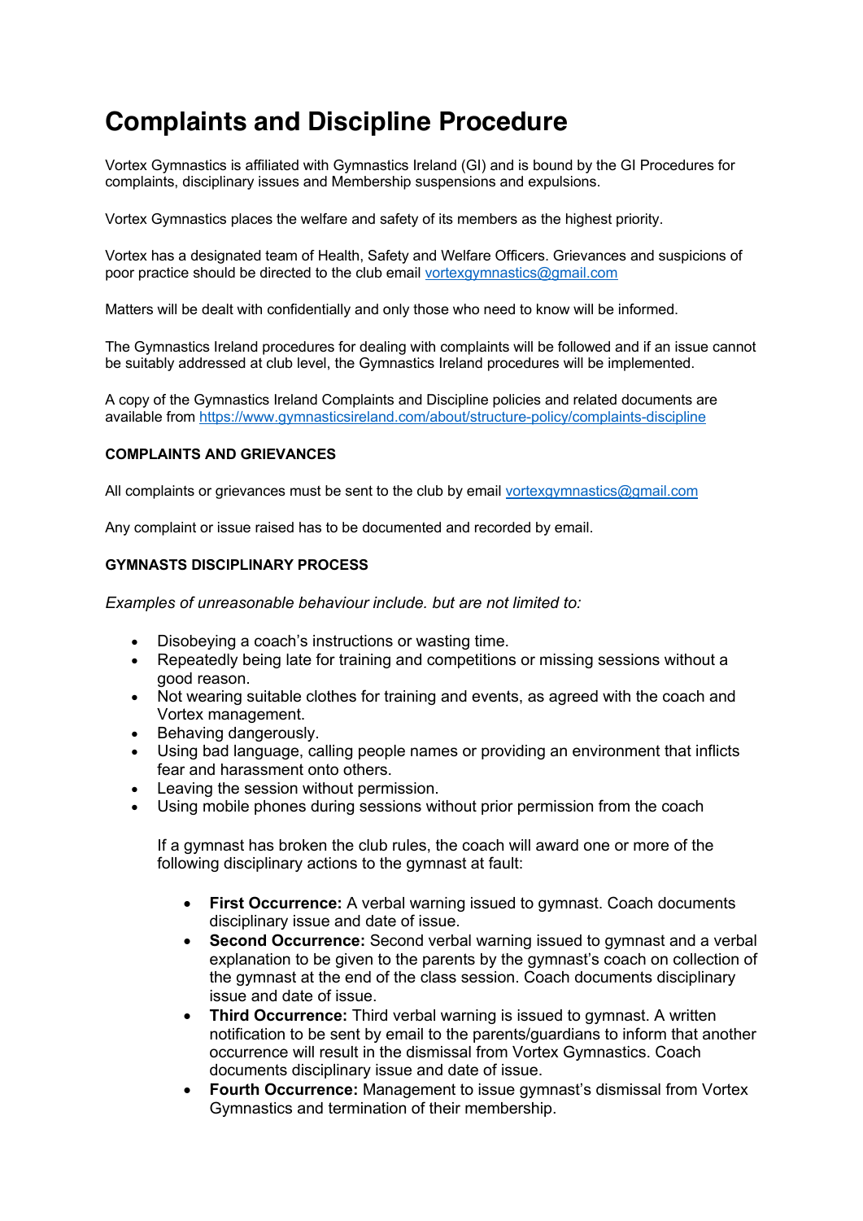# Complaints and Discipline Procedure

Vortex Gymnastics is affiliated with Gymnastics Ireland (GI) and is bound by the GI Procedures for complaints, disciplinary issues and Membership suspensions and expulsions.

Vortex Gymnastics places the welfare and safety of its members as the highest priority.

Vortex has a designated team of Health, Safety and Welfare Officers. Grievances and suspicions of poor practice should be directed to the club email vortexgymnastics@gmail.com

Matters will be dealt with confidentially and only those who need to know will be informed.

The Gymnastics Ireland procedures for dealing with complaints will be followed and if an issue cannot be suitably addressed at club level, the Gymnastics Ireland procedures will be implemented.

A copy of the Gymnastics Ireland Complaints and Discipline policies and related documents are available from https://www.gymnasticsireland.com/about/structure-policy/complaints-discipline

**COMPLAINTS AND GRIEVANCES**

All complaints or grievances must be sent to the club by email vortexgymnastics@gmail.com

Any complaint or issue raised has to be documented and recorded by email.

**GYMNASTS DISCIPLINARY PROCESS**

*Examples of unreasonable behaviour include. but are not limited to:*

- Disobeying a coach's instructions or wasting time.
- Repeatedly being late for training and competitions or missing sessions without a good reason.
- Not wearing suitable clothes for training and events, as agreed with the coach and Vortex management.
- Behaving dangerously.
- Using bad language, calling people names or providing an environment that inflicts fear and harassment onto others.
- Leaving the session without permission.
- Using mobile phones during sessions without prior permission from the coach

  If a gymnast has broken the club rules, the coach will award one or more of the following disciplinary actions to the gymnast at fault:

  - **First Occurrence:** A verbal warning issued to gymnast. Coach documents disciplinary issue and date of issue.
  - **Second Occurrence:** Second verbal warning issued to gymnast and a verbal explanation to be given to the parents by the gymnast's coach on collection of the gymnast at the end of the class session. Coach documents disciplinary issue and date of issue.
  - **Third Occurrence:** Third verbal warning is issued to gymnast. A written notification to be sent by email to the parents/guardians to inform that another occurrence will result in the dismissal from Vortex Gymnastics. Coach documents disciplinary issue and date of issue.
  - **Fourth Occurrence:** Management to issue gymnast's dismissal from Vortex Gymnastics and termination of their membership.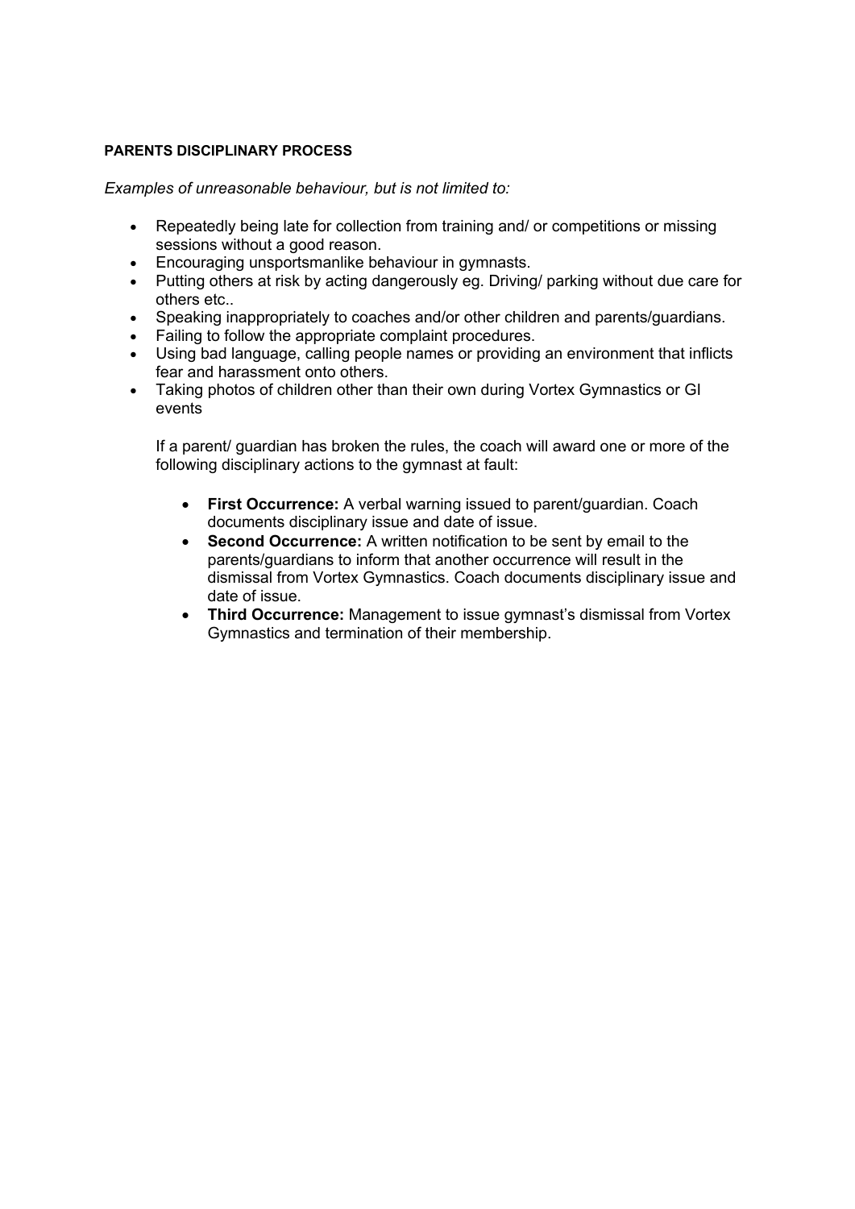**PARENTS DISCIPLINARY PROCESS**

*Examples of unreasonable behaviour, but is not limited to:*

- Repeatedly being late for collection from training and/ or competitions or missing sessions without a good reason.
- Encouraging unsportsmanlike behaviour in gymnasts.
- Putting others at risk by acting dangerously eg. Driving/ parking without due care for others etc..
- Speaking inappropriately to coaches and/or other children and parents/guardians.
- Failing to follow the appropriate complaint procedures.
- Using bad language, calling people names or providing an environment that inflicts fear and harassment onto others.
- Taking photos of children other than their own during Vortex Gymnastics or GI events

  If a parent/ guardian has broken the rules, the coach will award one or more of the following disciplinary actions to the gymnast at fault:

  - **First Occurrence:** A verbal warning issued to parent/guardian. Coach documents disciplinary issue and date of issue.
  - **Second Occurrence:** A written notification to be sent by email to the parents/guardians to inform that another occurrence will result in the dismissal from Vortex Gymnastics. Coach documents disciplinary issue and date of issue.
  - **Third Occurrence:** Management to issue gymnast's dismissal from Vortex Gymnastics and termination of their membership.